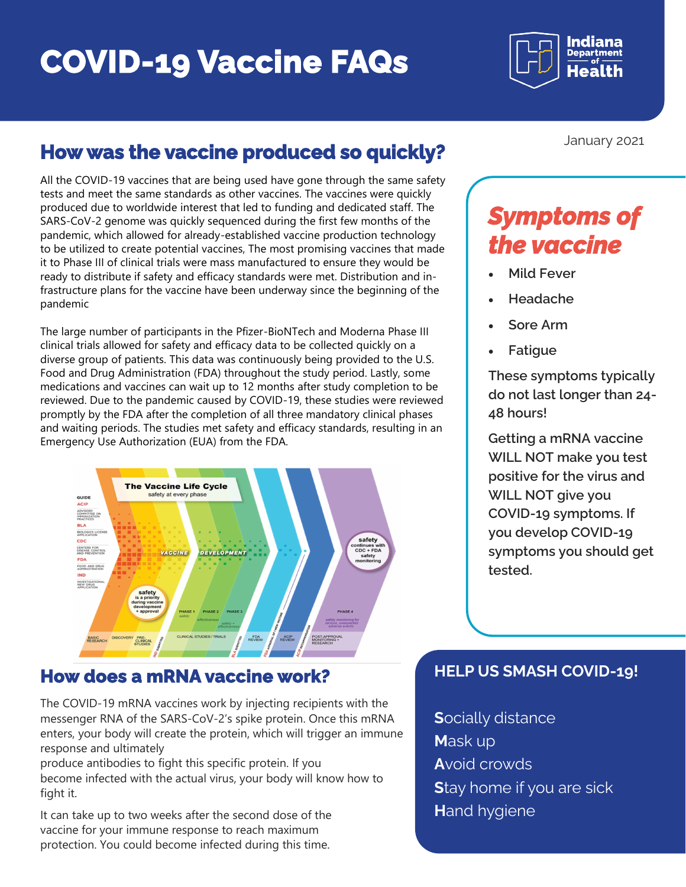# COVID-19 Vaccine FAQs

January 2021

## How was the vaccine produced so quickly?

All the COVID-19 vaccines that are being used have gone through the same safety tests and meet the same standards as other vaccines. The vaccines were quickly produced due to worldwide interest that led to funding and dedicated staff. The SARS-CoV-2 genome was quickly sequenced during the first few months of the pandemic, which allowed for already-established vaccine production technology to be utilized to create potential vaccines, The most promising vaccines that made it to Phase III of clinical trials were mass manufactured to ensure they would be ready to distribute if safety and efficacy standards were met. Distribution and infrastructure plans for the vaccine have been underway since the beginning of the pandemic

The large number of participants in the Pfizer-BioNTech and Moderna Phase III clinical trials allowed for safety and efficacy data to be collected quickly on a diverse group of patients. This data was continuously being provided to the U.S. Food and Drug Administration (FDA) throughout the study period. Lastly, some medications and vaccines can wait up to 12 months after study completion to be reviewed. Due to the pandemic caused by COVID-19, these studies were reviewed promptly by the FDA after the completion of all three mandatory clinical phases and waiting periods. The studies met safety and efficacy standards, resulting in an Emergency Use Authorization (EUA) from the FDA.

## How does a mRNA vaccine work?

The COVID-19 mRNA vaccines work by injecting recipients with the messenger RNA of the SARS-CoV-2's spike protein. Once this mRNA enters, your body will create the protein, which will trigger an immune response and ultimately produce antibodies to fight this specific protein. If you become infected with the actual virus, your body will know how to fight it.

It can take up to two weeks after the second dose of the vaccine for your immune response to reach maximum protection. You could become infected during this time.

## *Symptoms of the vaccine*

- Mild Fever
- Headache
- Sore Arm
- Fatigue

These symptoms typically do not last longer than 24-48 hours!

Getting a mRNA vaccine WILL NOT make you test positive for the virus and WILL NOT give you COVID-19 symptoms. If you develop COVID-19 symptoms you should get tested.

## HELP US SMASH COVID-19!

**S**ocially distance
**M**ask up
**A**void crowds
**S**tay home if you are sick
**H**and hygiene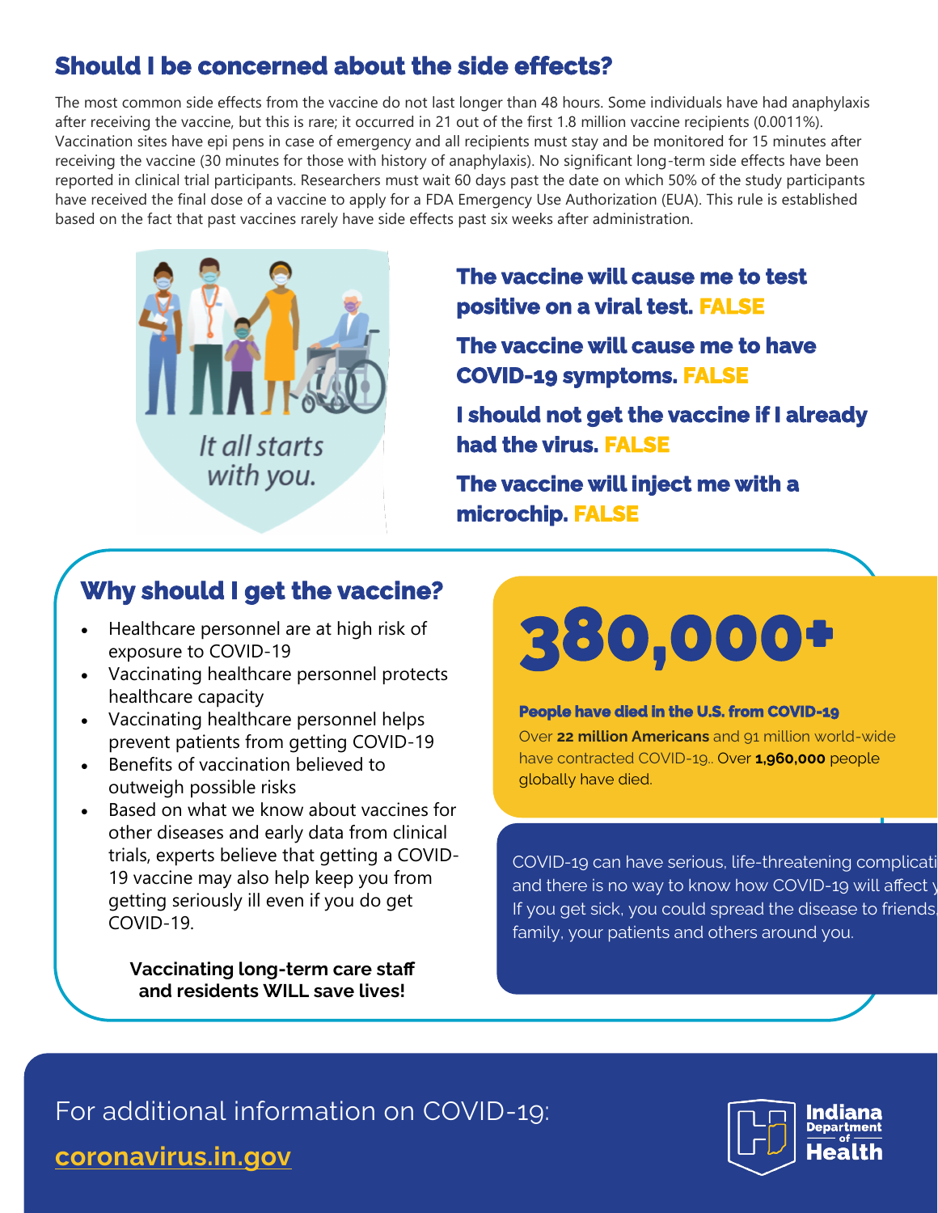## Should I be concerned about the side effects?

The most common side effects from the vaccine do not last longer than 48 hours. Some individuals have had anaphylaxis after receiving the vaccine, but this is rare; it occurred in 21 out of the first 1.8 million vaccine recipients (0.0011%). Vaccination sites have epi pens in case of emergency and all recipients must stay and be monitored for 15 minutes after receiving the vaccine (30 minutes for those with history of anaphylaxis). No significant long-term side effects have been reported in clinical trial participants. Researchers must wait 60 days past the date on which 50% of the study participants have received the final dose of a vaccine to apply for a FDA Emergency Use Authorization (EUA). This rule is established based on the fact that past vaccines rarely have side effects past six weeks after administration.

*It all starts with you.*

**The vaccine will cause me to test positive on a viral test. FALSE**

**The vaccine will cause me to have COVID-19 symptoms. FALSE**

**I should not get the vaccine if I already had the virus. FALSE**

**The vaccine will inject me with a microchip. FALSE**

## Why should I get the vaccine?

- Healthcare personnel are at high risk of exposure to COVID-19
- Vaccinating healthcare personnel protects healthcare capacity
- Vaccinating healthcare personnel helps prevent patients from getting COVID-19
- Benefits of vaccination believed to outweigh possible risks
- Based on what we know about vaccines for other diseases and early data from clinical trials, experts believe that getting a COVID-19 vaccine may also help keep you from getting seriously ill even if you do get COVID-19.

**Vaccinating long-term care staff and residents WILL save lives!**

# 380,000+

**People have died in the U.S. from COVID-19**

Over **22 million Americans** and 91 million world-wide have contracted COVID-19.. Over **1,960,000** people globally have died.

COVID-19 can have serious, life-threatening complicati and there is no way to know how COVID-19 will affect y If you get sick, you could spread the disease to friends, family, your patients and others around you.

For additional information on COVID-19:

coronavirus.in.gov

Indiana Department of Health